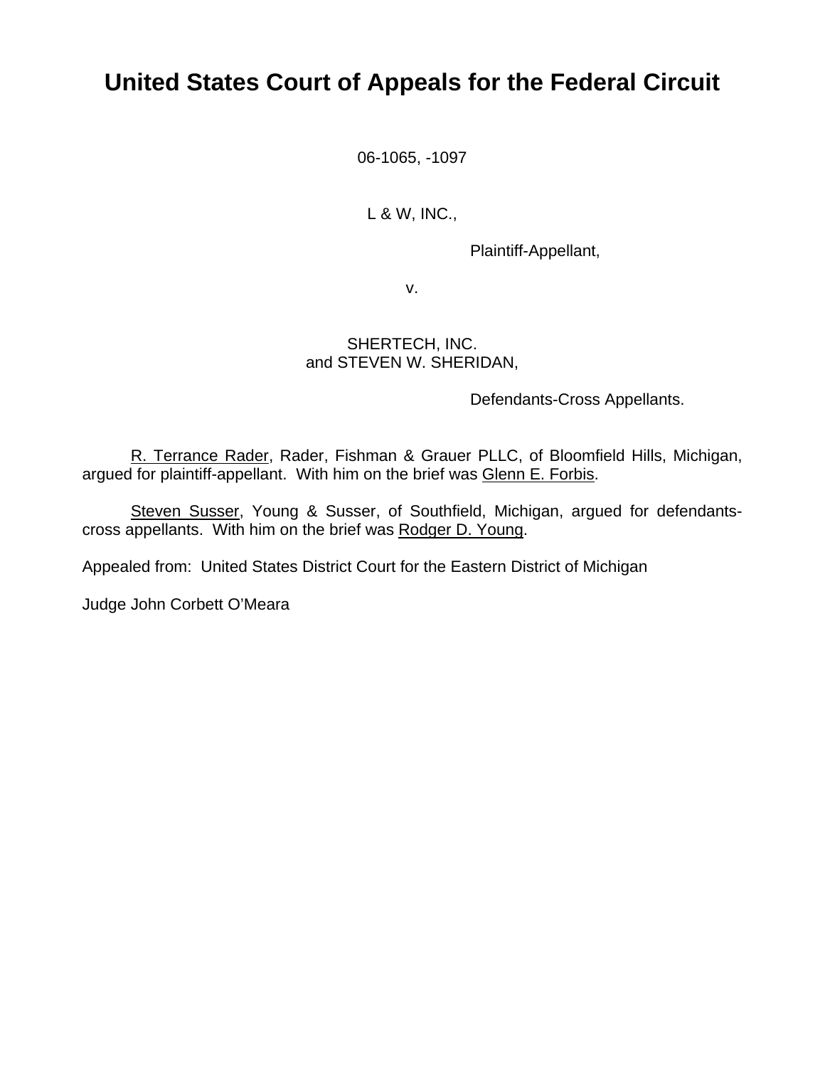# United States Court of Appeals for the Federal Circuit

06-1065, -1097

L & W, INC.,

Plaintiff-Appellant,

v.

SHERTECH, INC.
and STEVEN W. SHERIDAN,

Defendants-Cross Appellants.

R. Terrance Rader, Rader, Fishman & Grauer PLLC, of Bloomfield Hills, Michigan, argued for plaintiff-appellant. With him on the brief was Glenn E. Forbis.

Steven Susser, Young & Susser, of Southfield, Michigan, argued for defendants-cross appellants. With him on the brief was Rodger D. Young.

Appealed from: United States District Court for the Eastern District of Michigan

Judge John Corbett O'Meara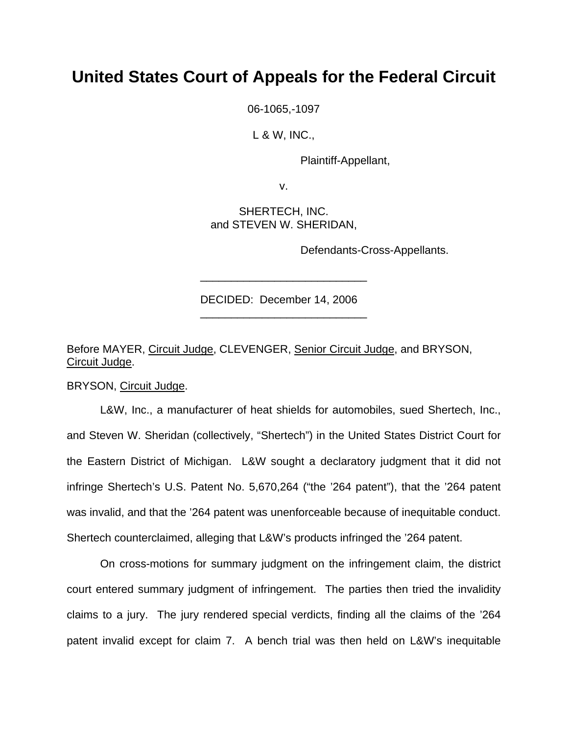# United States Court of Appeals for the Federal Circuit

06-1065,-1097

L & W, INC.,

Plaintiff-Appellant,

v.

SHERTECH, INC.
and STEVEN W. SHERIDAN,

Defendants-Cross-Appellants.

---

DECIDED: December 14, 2006

---

Before MAYER, Circuit Judge, CLEVENGER, Senior Circuit Judge, and BRYSON, Circuit Judge.

BRYSON, Circuit Judge.

L&W, Inc., a manufacturer of heat shields for automobiles, sued Shertech, Inc., and Steven W. Sheridan (collectively, "Shertech") in the United States District Court for the Eastern District of Michigan. L&W sought a declaratory judgment that it did not infringe Shertech's U.S. Patent No. 5,670,264 ("the '264 patent"), that the '264 patent was invalid, and that the '264 patent was unenforceable because of inequitable conduct. Shertech counterclaimed, alleging that L&W's products infringed the '264 patent.

On cross-motions for summary judgment on the infringement claim, the district court entered summary judgment of infringement. The parties then tried the invalidity claims to a jury. The jury rendered special verdicts, finding all the claims of the '264 patent invalid except for claim 7. A bench trial was then held on L&W's inequitable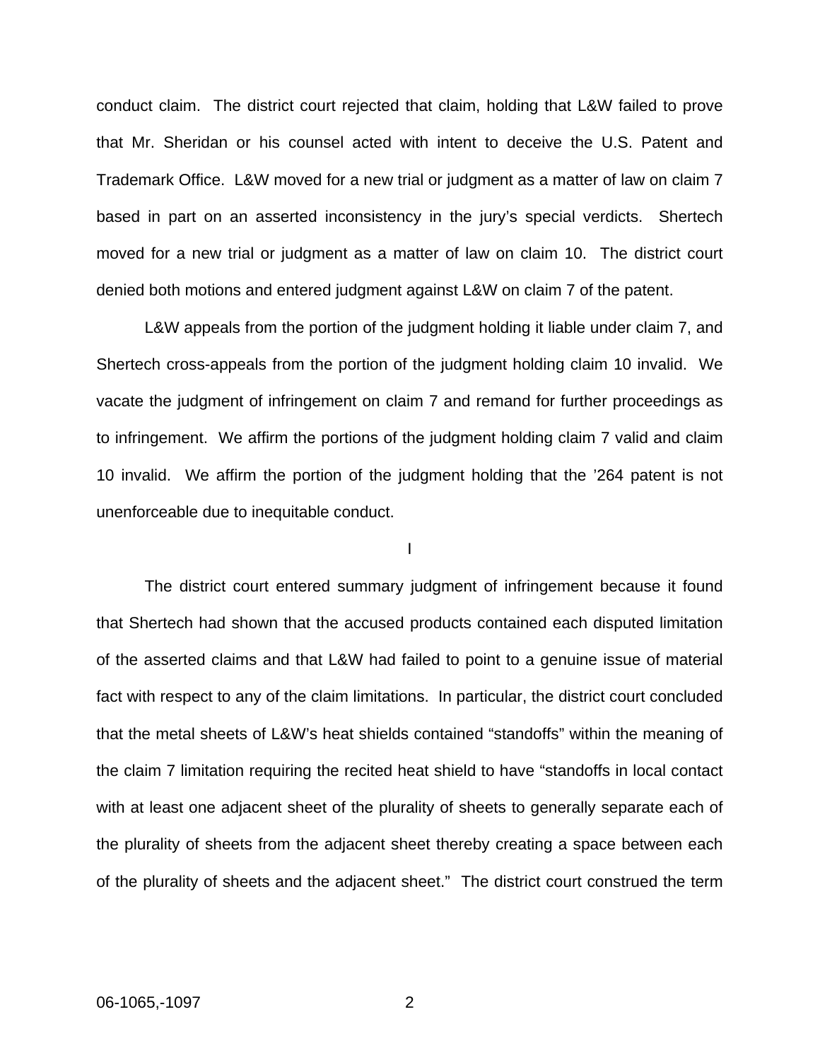conduct claim. The district court rejected that claim, holding that L&W failed to prove that Mr. Sheridan or his counsel acted with intent to deceive the U.S. Patent and Trademark Office. L&W moved for a new trial or judgment as a matter of law on claim 7 based in part on an asserted inconsistency in the jury's special verdicts. Shertech moved for a new trial or judgment as a matter of law on claim 10. The district court denied both motions and entered judgment against L&W on claim 7 of the patent.

L&W appeals from the portion of the judgment holding it liable under claim 7, and Shertech cross-appeals from the portion of the judgment holding claim 10 invalid. We vacate the judgment of infringement on claim 7 and remand for further proceedings as to infringement. We affirm the portions of the judgment holding claim 7 valid and claim 10 invalid. We affirm the portion of the judgment holding that the '264 patent is not unenforceable due to inequitable conduct.

I

The district court entered summary judgment of infringement because it found that Shertech had shown that the accused products contained each disputed limitation of the asserted claims and that L&W had failed to point to a genuine issue of material fact with respect to any of the claim limitations. In particular, the district court concluded that the metal sheets of L&W's heat shields contained "standoffs" within the meaning of the claim 7 limitation requiring the recited heat shield to have "standoffs in local contact with at least one adjacent sheet of the plurality of sheets to generally separate each of the plurality of sheets from the adjacent sheet thereby creating a space between each of the plurality of sheets and the adjacent sheet." The district court construed the term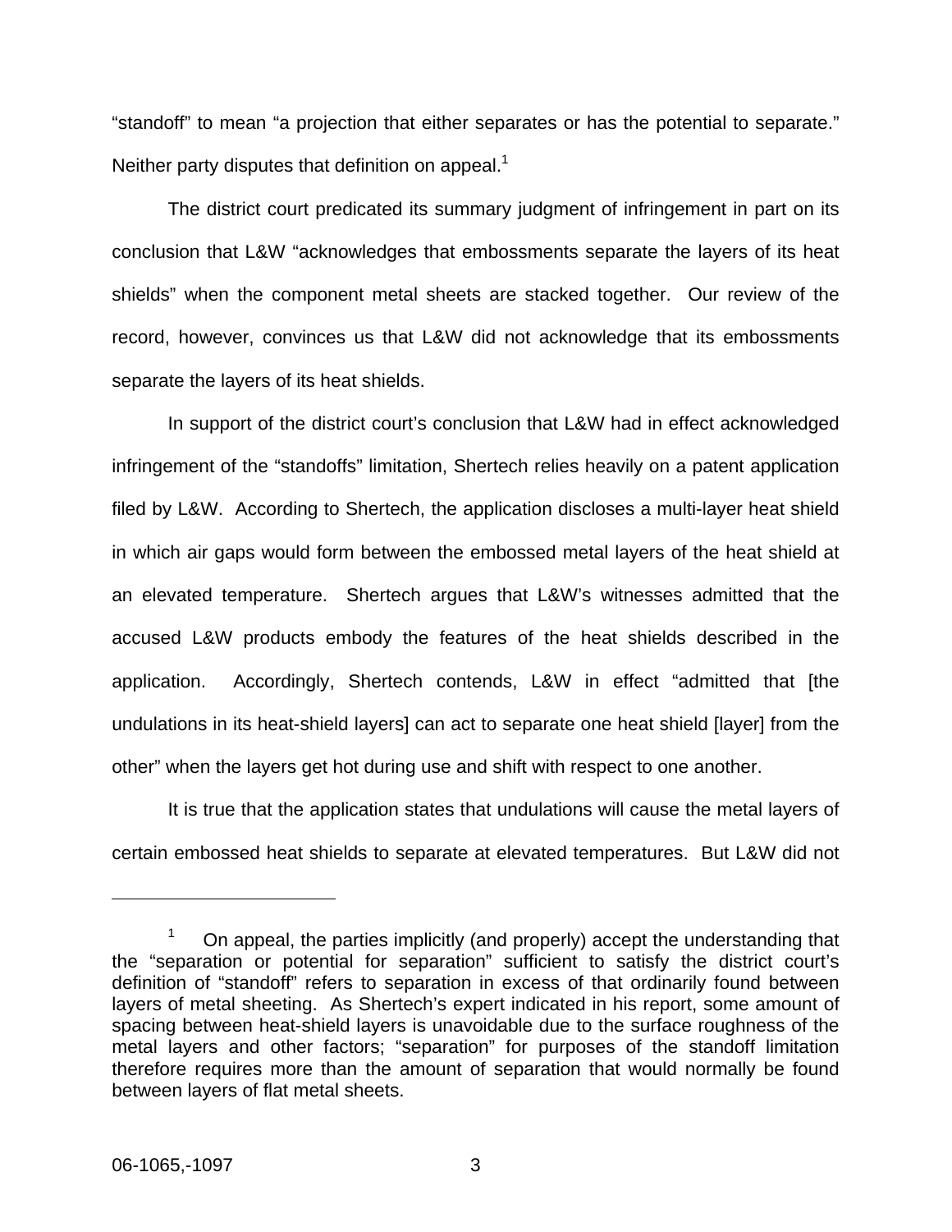"standoff" to mean "a projection that either separates or has the potential to separate." Neither party disputes that definition on appeal.[1]

The district court predicated its summary judgment of infringement in part on its conclusion that L&W "acknowledges that embossments separate the layers of its heat shields" when the component metal sheets are stacked together. Our review of the record, however, convinces us that L&W did not acknowledge that its embossments separate the layers of its heat shields.

In support of the district court's conclusion that L&W had in effect acknowledged infringement of the "standoffs" limitation, Shertech relies heavily on a patent application filed by L&W. According to Shertech, the application discloses a multi-layer heat shield in which air gaps would form between the embossed metal layers of the heat shield at an elevated temperature. Shertech argues that L&W's witnesses admitted that the accused L&W products embody the features of the heat shields described in the application. Accordingly, Shertech contends, L&W in effect "admitted that [the undulations in its heat-shield layers] can act to separate one heat shield [layer] from the other" when the layers get hot during use and shift with respect to one another.

It is true that the application states that undulations will cause the metal layers of certain embossed heat shields to separate at elevated temperatures. But L&W did not

---

[1] On appeal, the parties implicitly (and properly) accept the understanding that the "separation or potential for separation" sufficient to satisfy the district court's definition of "standoff" refers to separation in excess of that ordinarily found between layers of metal sheeting. As Shertech's expert indicated in his report, some amount of spacing between heat-shield layers is unavoidable due to the surface roughness of the metal layers and other factors; "separation" for purposes of the standoff limitation therefore requires more than the amount of separation that would normally be found between layers of flat metal sheets.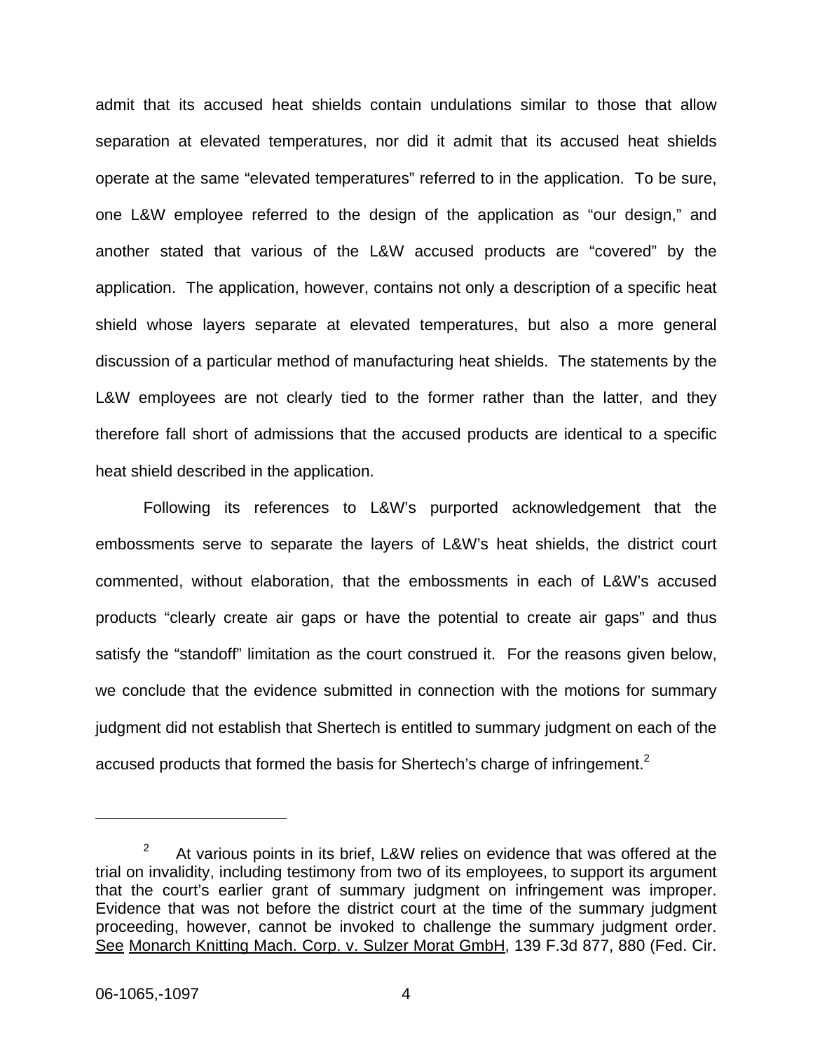admit that its accused heat shields contain undulations similar to those that allow separation at elevated temperatures, nor did it admit that its accused heat shields operate at the same "elevated temperatures" referred to in the application. To be sure, one L&W employee referred to the design of the application as "our design," and another stated that various of the L&W accused products are "covered" by the application. The application, however, contains not only a description of a specific heat shield whose layers separate at elevated temperatures, but also a more general discussion of a particular method of manufacturing heat shields. The statements by the L&W employees are not clearly tied to the former rather than the latter, and they therefore fall short of admissions that the accused products are identical to a specific heat shield described in the application.

Following its references to L&W's purported acknowledgement that the embossments serve to separate the layers of L&W's heat shields, the district court commented, without elaboration, that the embossments in each of L&W's accused products "clearly create air gaps or have the potential to create air gaps" and thus satisfy the "standoff" limitation as the court construed it. For the reasons given below, we conclude that the evidence submitted in connection with the motions for summary judgment did not establish that Shertech is entitled to summary judgment on each of the accused products that formed the basis for Shertech's charge of infringement.[2]

---

[2] At various points in its brief, L&W relies on evidence that was offered at the trial on invalidity, including testimony from two of its employees, to support its argument that the court's earlier grant of summary judgment on infringement was improper. Evidence that was not before the district court at the time of the summary judgment proceeding, however, cannot be invoked to challenge the summary judgment order. See Monarch Knitting Mach. Corp. v. Sulzer Morat GmbH, 139 F.3d 877, 880 (Fed. Cir.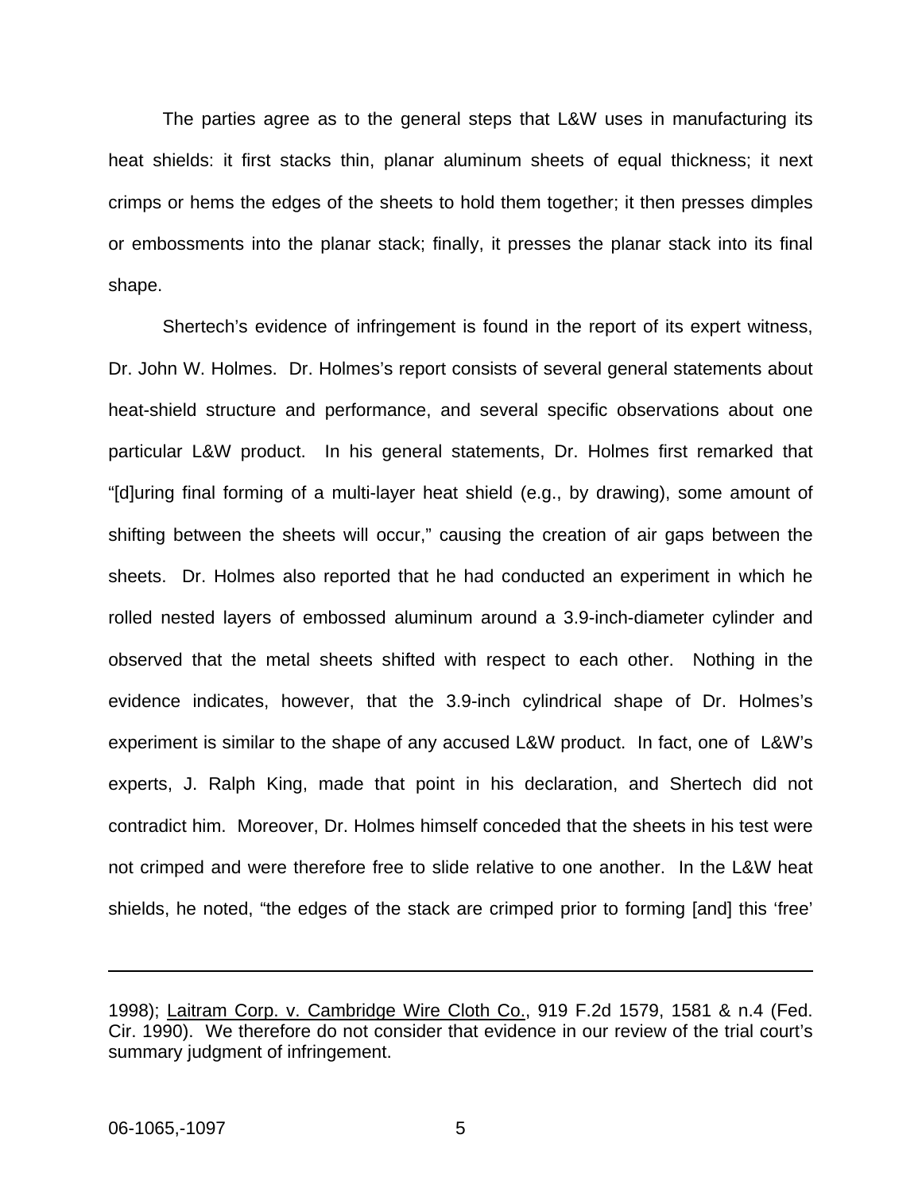The parties agree as to the general steps that L&W uses in manufacturing its heat shields: it first stacks thin, planar aluminum sheets of equal thickness; it next crimps or hems the edges of the sheets to hold them together; it then presses dimples or embossments into the planar stack; finally, it presses the planar stack into its final shape.

Shertech's evidence of infringement is found in the report of its expert witness, Dr. John W. Holmes. Dr. Holmes's report consists of several general statements about heat-shield structure and performance, and several specific observations about one particular L&W product. In his general statements, Dr. Holmes first remarked that "[d]uring final forming of a multi-layer heat shield (e.g., by drawing), some amount of shifting between the sheets will occur," causing the creation of air gaps between the sheets. Dr. Holmes also reported that he had conducted an experiment in which he rolled nested layers of embossed aluminum around a 3.9-inch-diameter cylinder and observed that the metal sheets shifted with respect to each other. Nothing in the evidence indicates, however, that the 3.9-inch cylindrical shape of Dr. Holmes's experiment is similar to the shape of any accused L&W product. In fact, one of L&W's experts, J. Ralph King, made that point in his declaration, and Shertech did not contradict him. Moreover, Dr. Holmes himself conceded that the sheets in his test were not crimped and were therefore free to slide relative to one another. In the L&W heat shields, he noted, "the edges of the stack are crimped prior to forming [and] this 'free'

---

1998); Laitram Corp. v. Cambridge Wire Cloth Co., 919 F.2d 1579, 1581 & n.4 (Fed. Cir. 1990). We therefore do not consider that evidence in our review of the trial court's summary judgment of infringement.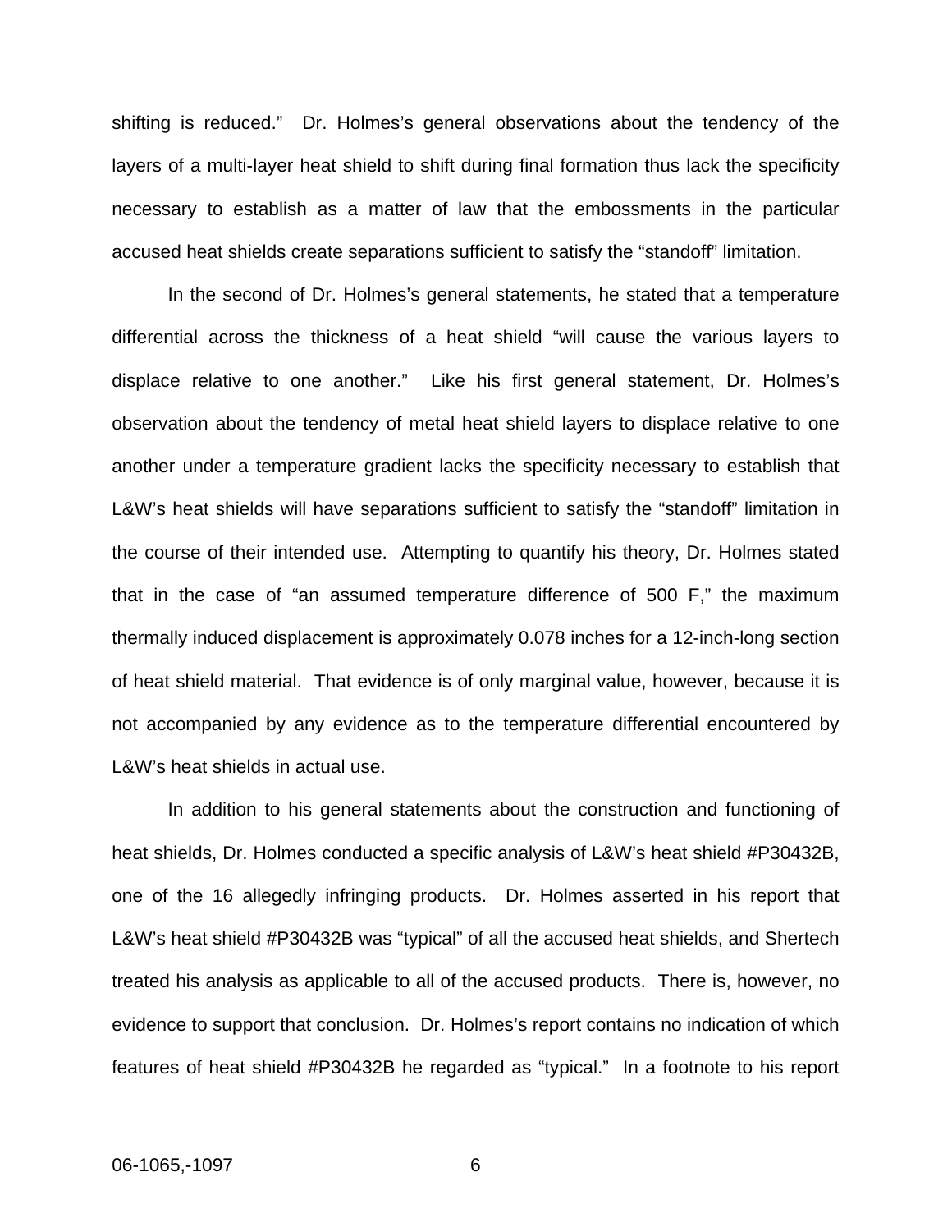shifting is reduced." Dr. Holmes's general observations about the tendency of the layers of a multi-layer heat shield to shift during final formation thus lack the specificity necessary to establish as a matter of law that the embossments in the particular accused heat shields create separations sufficient to satisfy the "standoff" limitation.

In the second of Dr. Holmes's general statements, he stated that a temperature differential across the thickness of a heat shield "will cause the various layers to displace relative to one another." Like his first general statement, Dr. Holmes's observation about the tendency of metal heat shield layers to displace relative to one another under a temperature gradient lacks the specificity necessary to establish that L&W's heat shields will have separations sufficient to satisfy the "standoff" limitation in the course of their intended use. Attempting to quantify his theory, Dr. Holmes stated that in the case of "an assumed temperature difference of 500 F," the maximum thermally induced displacement is approximately 0.078 inches for a 12-inch-long section of heat shield material. That evidence is of only marginal value, however, because it is not accompanied by any evidence as to the temperature differential encountered by L&W's heat shields in actual use.

In addition to his general statements about the construction and functioning of heat shields, Dr. Holmes conducted a specific analysis of L&W's heat shield #P30432B, one of the 16 allegedly infringing products. Dr. Holmes asserted in his report that L&W's heat shield #P30432B was "typical" of all the accused heat shields, and Shertech treated his analysis as applicable to all of the accused products. There is, however, no evidence to support that conclusion. Dr. Holmes's report contains no indication of which features of heat shield #P30432B he regarded as "typical." In a footnote to his report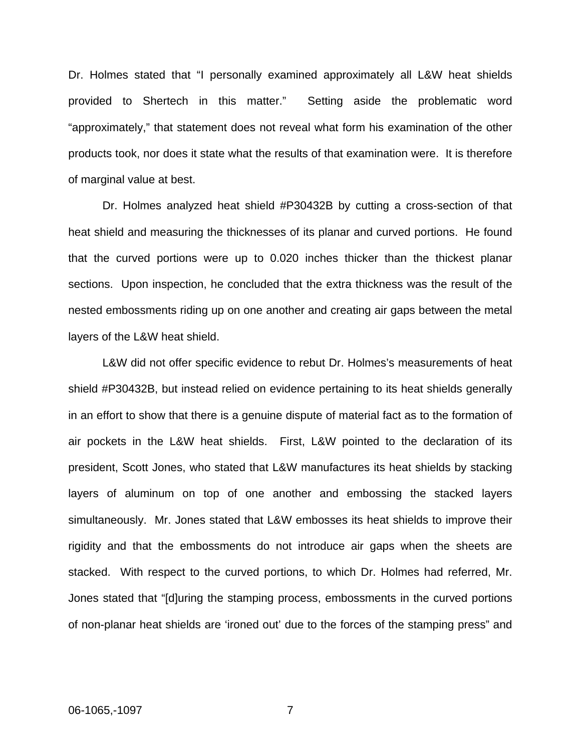Dr. Holmes stated that "I personally examined approximately all L&W heat shields provided to Shertech in this matter." Setting aside the problematic word "approximately," that statement does not reveal what form his examination of the other products took, nor does it state what the results of that examination were. It is therefore of marginal value at best.

Dr. Holmes analyzed heat shield #P30432B by cutting a cross-section of that heat shield and measuring the thicknesses of its planar and curved portions. He found that the curved portions were up to 0.020 inches thicker than the thickest planar sections. Upon inspection, he concluded that the extra thickness was the result of the nested embossments riding up on one another and creating air gaps between the metal layers of the L&W heat shield.

L&W did not offer specific evidence to rebut Dr. Holmes's measurements of heat shield #P30432B, but instead relied on evidence pertaining to its heat shields generally in an effort to show that there is a genuine dispute of material fact as to the formation of air pockets in the L&W heat shields. First, L&W pointed to the declaration of its president, Scott Jones, who stated that L&W manufactures its heat shields by stacking layers of aluminum on top of one another and embossing the stacked layers simultaneously. Mr. Jones stated that L&W embosses its heat shields to improve their rigidity and that the embossments do not introduce air gaps when the sheets are stacked. With respect to the curved portions, to which Dr. Holmes had referred, Mr. Jones stated that "[d]uring the stamping process, embossments in the curved portions of non-planar heat shields are 'ironed out' due to the forces of the stamping press" and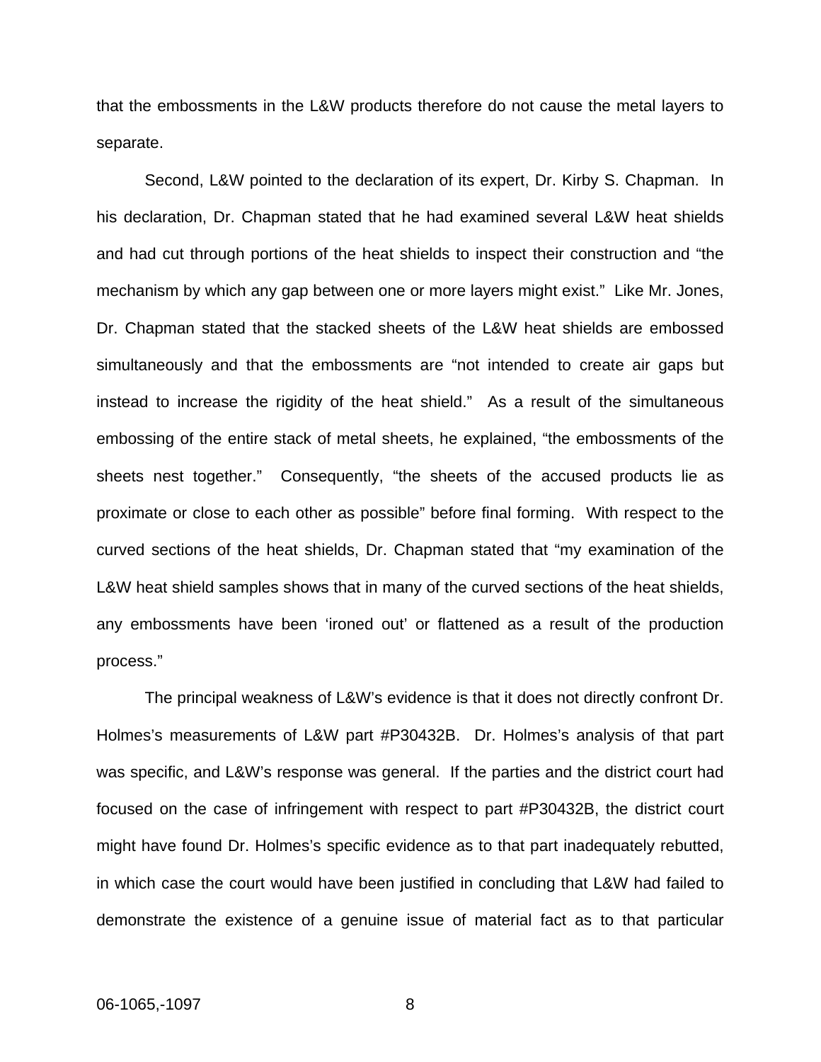that the embossments in the L&W products therefore do not cause the metal layers to separate.

Second, L&W pointed to the declaration of its expert, Dr. Kirby S. Chapman. In his declaration, Dr. Chapman stated that he had examined several L&W heat shields and had cut through portions of the heat shields to inspect their construction and "the mechanism by which any gap between one or more layers might exist." Like Mr. Jones, Dr. Chapman stated that the stacked sheets of the L&W heat shields are embossed simultaneously and that the embossments are "not intended to create air gaps but instead to increase the rigidity of the heat shield." As a result of the simultaneous embossing of the entire stack of metal sheets, he explained, "the embossments of the sheets nest together." Consequently, "the sheets of the accused products lie as proximate or close to each other as possible" before final forming. With respect to the curved sections of the heat shields, Dr. Chapman stated that "my examination of the L&W heat shield samples shows that in many of the curved sections of the heat shields, any embossments have been 'ironed out' or flattened as a result of the production process."

The principal weakness of L&W's evidence is that it does not directly confront Dr. Holmes's measurements of L&W part #P30432B. Dr. Holmes's analysis of that part was specific, and L&W's response was general. If the parties and the district court had focused on the case of infringement with respect to part #P30432B, the district court might have found Dr. Holmes's specific evidence as to that part inadequately rebutted, in which case the court would have been justified in concluding that L&W had failed to demonstrate the existence of a genuine issue of material fact as to that particular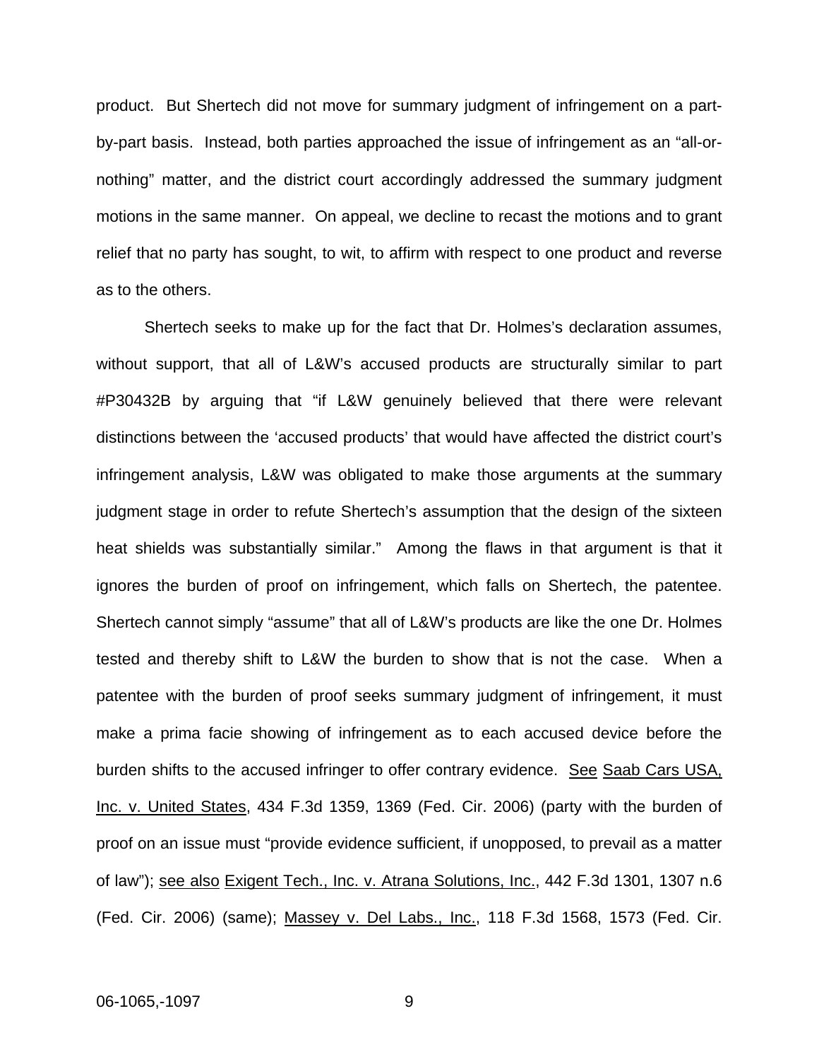product. But Shertech did not move for summary judgment of infringement on a part-by-part basis. Instead, both parties approached the issue of infringement as an "all-or-nothing" matter, and the district court accordingly addressed the summary judgment motions in the same manner. On appeal, we decline to recast the motions and to grant relief that no party has sought, to wit, to affirm with respect to one product and reverse as to the others.

Shertech seeks to make up for the fact that Dr. Holmes's declaration assumes, without support, that all of L&W's accused products are structurally similar to part #P30432B by arguing that "if L&W genuinely believed that there were relevant distinctions between the 'accused products' that would have affected the district court's infringement analysis, L&W was obligated to make those arguments at the summary judgment stage in order to refute Shertech's assumption that the design of the sixteen heat shields was substantially similar." Among the flaws in that argument is that it ignores the burden of proof on infringement, which falls on Shertech, the patentee. Shertech cannot simply "assume" that all of L&W's products are like the one Dr. Holmes tested and thereby shift to L&W the burden to show that is not the case. When a patentee with the burden of proof seeks summary judgment of infringement, it must make a prima facie showing of infringement as to each accused device before the burden shifts to the accused infringer to offer contrary evidence. See Saab Cars USA, Inc. v. United States, 434 F.3d 1359, 1369 (Fed. Cir. 2006) (party with the burden of proof on an issue must "provide evidence sufficient, if unopposed, to prevail as a matter of law"); see also Exigent Tech., Inc. v. Atrana Solutions, Inc., 442 F.3d 1301, 1307 n.6 (Fed. Cir. 2006) (same); Massey v. Del Labs., Inc., 118 F.3d 1568, 1573 (Fed. Cir.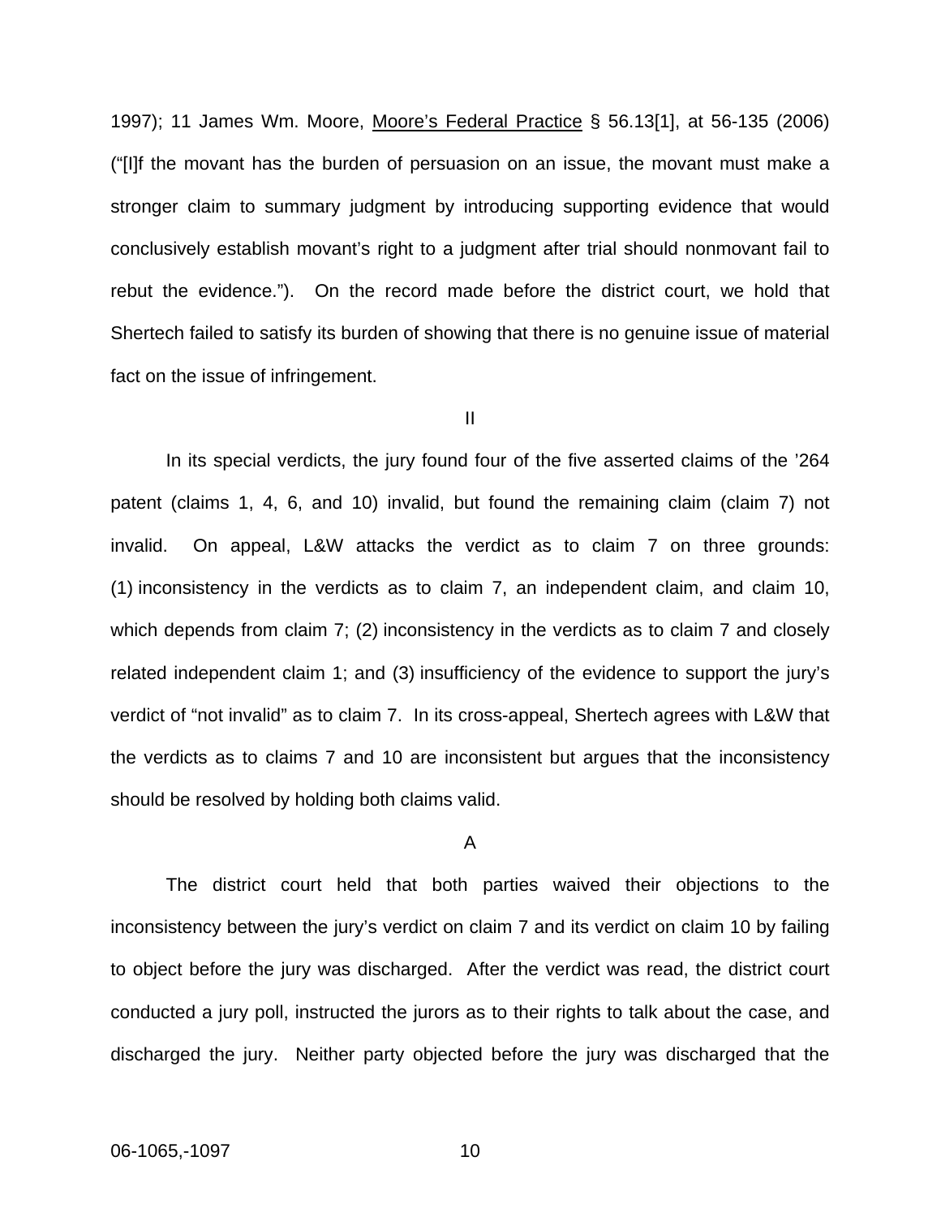1997); 11 James Wm. Moore, Moore's Federal Practice § 56.13[1], at 56-135 (2006) ("[I]f the movant has the burden of persuasion on an issue, the movant must make a stronger claim to summary judgment by introducing supporting evidence that would conclusively establish movant's right to a judgment after trial should nonmovant fail to rebut the evidence."). On the record made before the district court, we hold that Shertech failed to satisfy its burden of showing that there is no genuine issue of material fact on the issue of infringement.

## II

In its special verdicts, the jury found four of the five asserted claims of the '264 patent (claims 1, 4, 6, and 10) invalid, but found the remaining claim (claim 7) not invalid. On appeal, L&W attacks the verdict as to claim 7 on three grounds: (1) inconsistency in the verdicts as to claim 7, an independent claim, and claim 10, which depends from claim 7; (2) inconsistency in the verdicts as to claim 7 and closely related independent claim 1; and (3) insufficiency of the evidence to support the jury's verdict of "not invalid" as to claim 7. In its cross-appeal, Shertech agrees with L&W that the verdicts as to claims 7 and 10 are inconsistent but argues that the inconsistency should be resolved by holding both claims valid.

### A

The district court held that both parties waived their objections to the inconsistency between the jury's verdict on claim 7 and its verdict on claim 10 by failing to object before the jury was discharged. After the verdict was read, the district court conducted a jury poll, instructed the jurors as to their rights to talk about the case, and discharged the jury. Neither party objected before the jury was discharged that the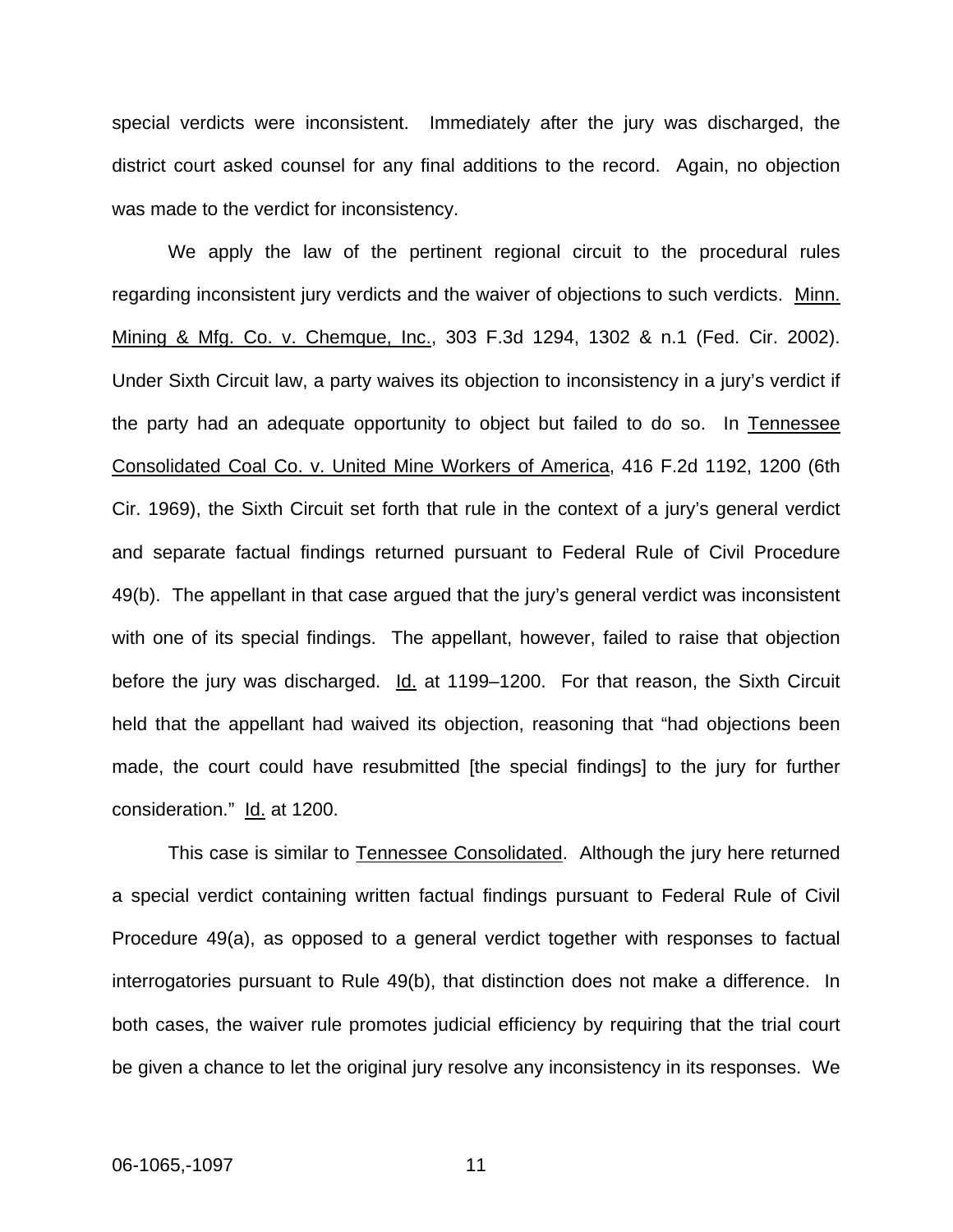special verdicts were inconsistent. Immediately after the jury was discharged, the district court asked counsel for any final additions to the record. Again, no objection was made to the verdict for inconsistency.

We apply the law of the pertinent regional circuit to the procedural rules regarding inconsistent jury verdicts and the waiver of objections to such verdicts. Minn. Mining & Mfg. Co. v. Chemque, Inc., 303 F.3d 1294, 1302 & n.1 (Fed. Cir. 2002). Under Sixth Circuit law, a party waives its objection to inconsistency in a jury's verdict if the party had an adequate opportunity to object but failed to do so. In Tennessee Consolidated Coal Co. v. United Mine Workers of America, 416 F.2d 1192, 1200 (6th Cir. 1969), the Sixth Circuit set forth that rule in the context of a jury's general verdict and separate factual findings returned pursuant to Federal Rule of Civil Procedure 49(b). The appellant in that case argued that the jury's general verdict was inconsistent with one of its special findings. The appellant, however, failed to raise that objection before the jury was discharged. Id. at 1199–1200. For that reason, the Sixth Circuit held that the appellant had waived its objection, reasoning that "had objections been made, the court could have resubmitted [the special findings] to the jury for further consideration." Id. at 1200.

This case is similar to Tennessee Consolidated. Although the jury here returned a special verdict containing written factual findings pursuant to Federal Rule of Civil Procedure 49(a), as opposed to a general verdict together with responses to factual interrogatories pursuant to Rule 49(b), that distinction does not make a difference. In both cases, the waiver rule promotes judicial efficiency by requiring that the trial court be given a chance to let the original jury resolve any inconsistency in its responses. We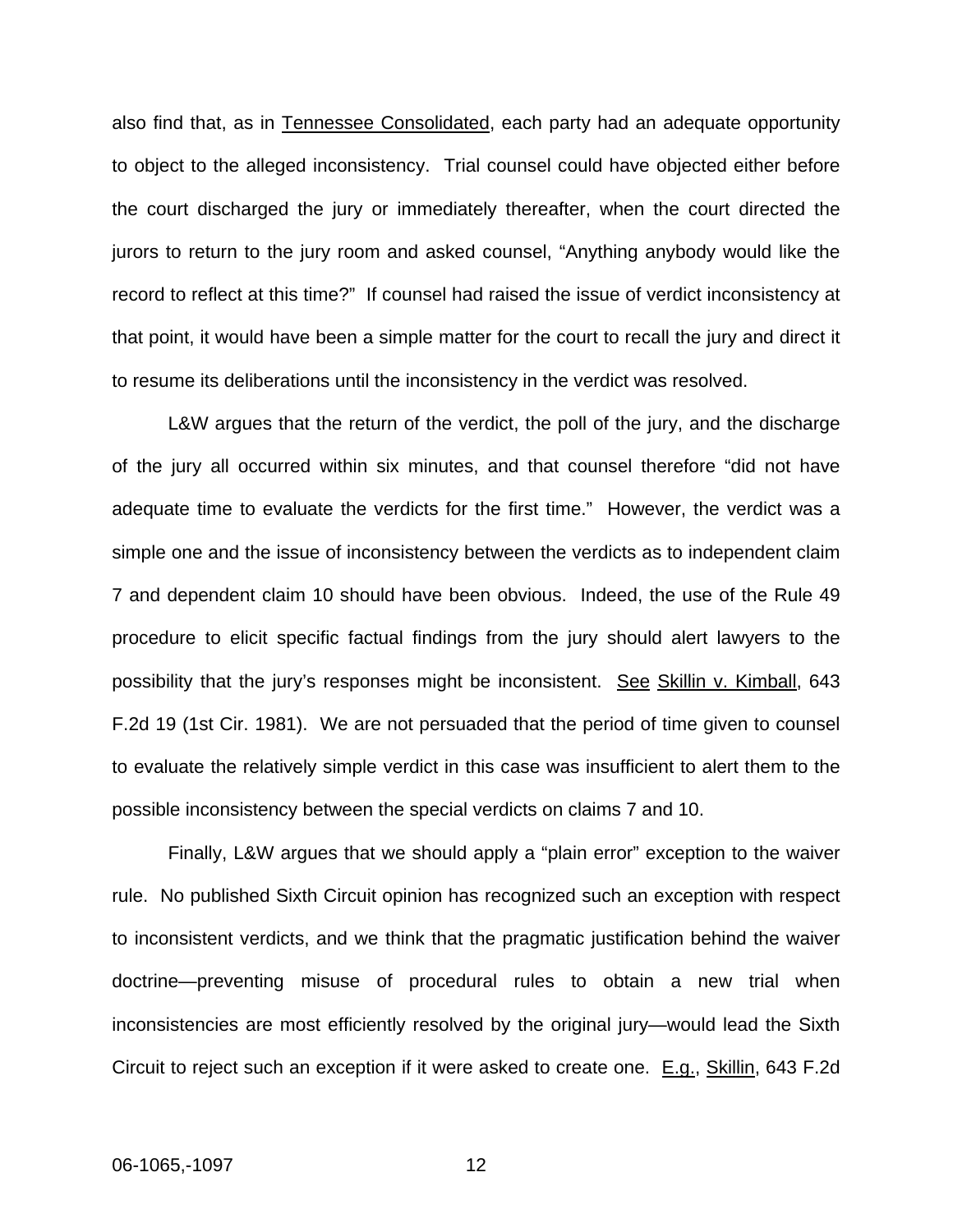also find that, as in Tennessee Consolidated, each party had an adequate opportunity to object to the alleged inconsistency. Trial counsel could have objected either before the court discharged the jury or immediately thereafter, when the court directed the jurors to return to the jury room and asked counsel, "Anything anybody would like the record to reflect at this time?" If counsel had raised the issue of verdict inconsistency at that point, it would have been a simple matter for the court to recall the jury and direct it to resume its deliberations until the inconsistency in the verdict was resolved.

L&W argues that the return of the verdict, the poll of the jury, and the discharge of the jury all occurred within six minutes, and that counsel therefore "did not have adequate time to evaluate the verdicts for the first time." However, the verdict was a simple one and the issue of inconsistency between the verdicts as to independent claim 7 and dependent claim 10 should have been obvious. Indeed, the use of the Rule 49 procedure to elicit specific factual findings from the jury should alert lawyers to the possibility that the jury's responses might be inconsistent. See Skillin v. Kimball, 643 F.2d 19 (1st Cir. 1981). We are not persuaded that the period of time given to counsel to evaluate the relatively simple verdict in this case was insufficient to alert them to the possible inconsistency between the special verdicts on claims 7 and 10.

Finally, L&W argues that we should apply a "plain error" exception to the waiver rule. No published Sixth Circuit opinion has recognized such an exception with respect to inconsistent verdicts, and we think that the pragmatic justification behind the waiver doctrine—preventing misuse of procedural rules to obtain a new trial when inconsistencies are most efficiently resolved by the original jury—would lead the Sixth Circuit to reject such an exception if it were asked to create one. E.g., Skillin, 643 F.2d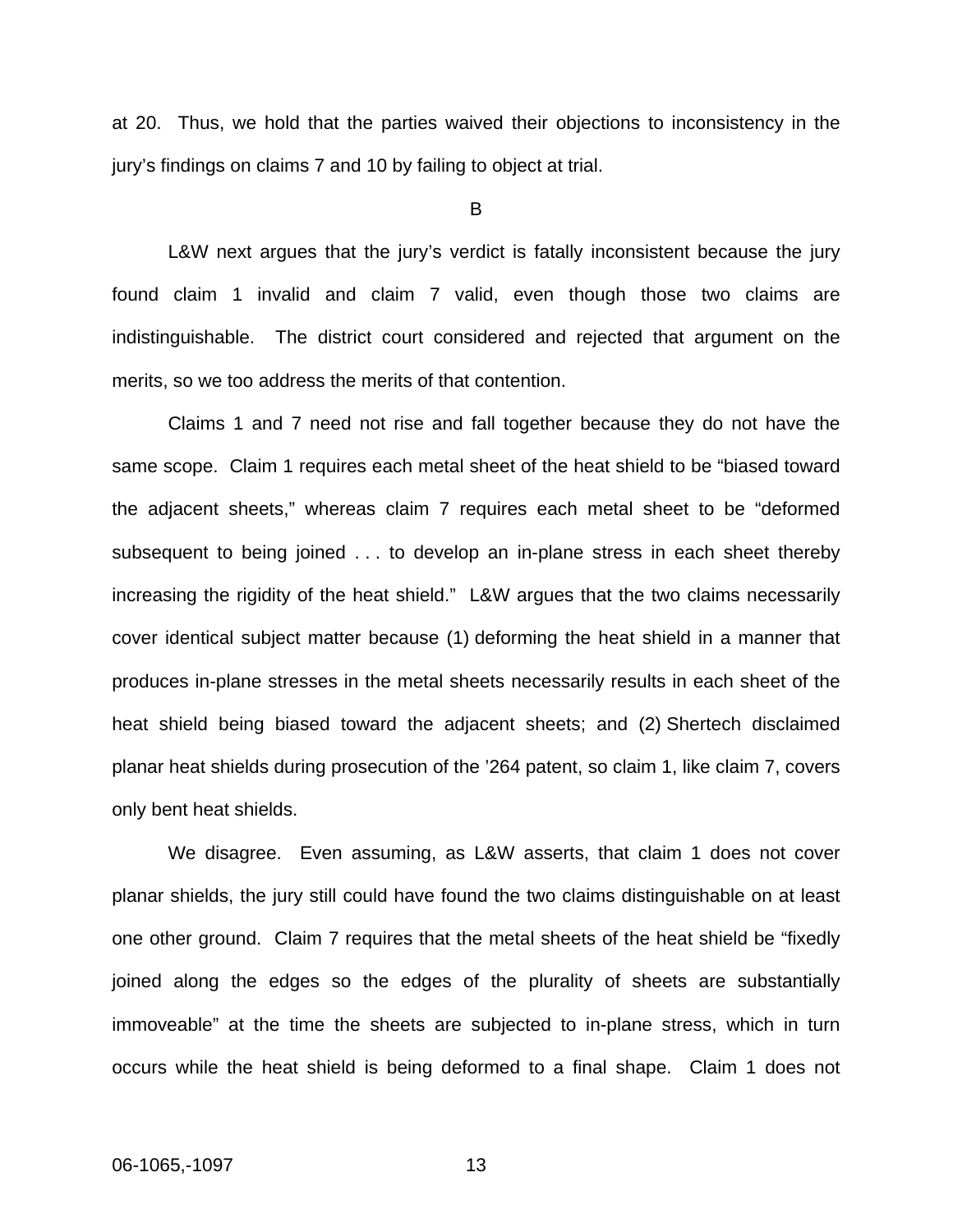at 20. Thus, we hold that the parties waived their objections to inconsistency in the jury's findings on claims 7 and 10 by failing to object at trial.

## B

L&W next argues that the jury's verdict is fatally inconsistent because the jury found claim 1 invalid and claim 7 valid, even though those two claims are indistinguishable. The district court considered and rejected that argument on the merits, so we too address the merits of that contention.

Claims 1 and 7 need not rise and fall together because they do not have the same scope. Claim 1 requires each metal sheet of the heat shield to be "biased toward the adjacent sheets," whereas claim 7 requires each metal sheet to be "deformed subsequent to being joined . . . to develop an in-plane stress in each sheet thereby increasing the rigidity of the heat shield." L&W argues that the two claims necessarily cover identical subject matter because (1) deforming the heat shield in a manner that produces in-plane stresses in the metal sheets necessarily results in each sheet of the heat shield being biased toward the adjacent sheets; and (2) Shertech disclaimed planar heat shields during prosecution of the '264 patent, so claim 1, like claim 7, covers only bent heat shields.

We disagree. Even assuming, as L&W asserts, that claim 1 does not cover planar shields, the jury still could have found the two claims distinguishable on at least one other ground. Claim 7 requires that the metal sheets of the heat shield be "fixedly joined along the edges so the edges of the plurality of sheets are substantially immoveable" at the time the sheets are subjected to in-plane stress, which in turn occurs while the heat shield is being deformed to a final shape. Claim 1 does not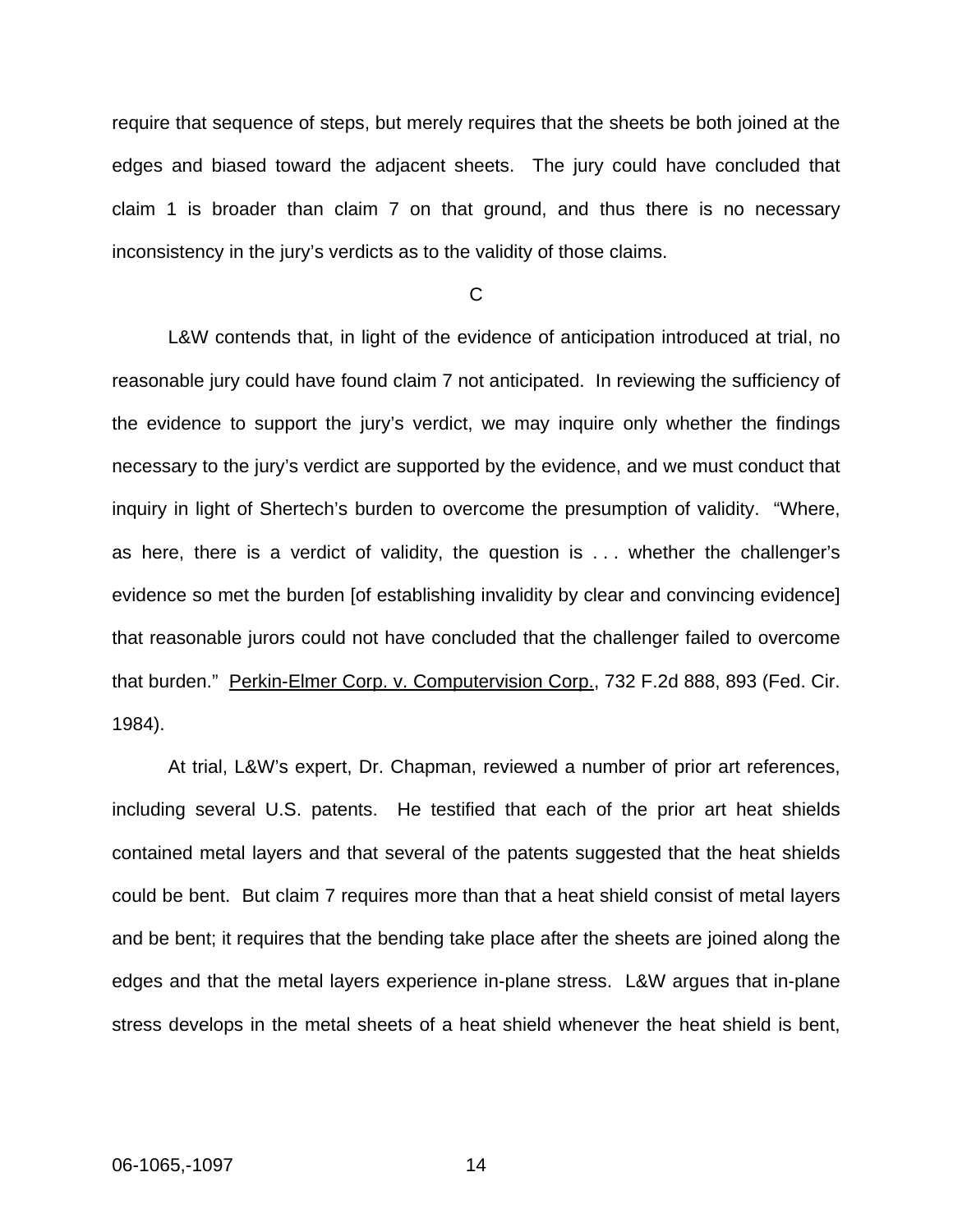require that sequence of steps, but merely requires that the sheets be both joined at the edges and biased toward the adjacent sheets. The jury could have concluded that claim 1 is broader than claim 7 on that ground, and thus there is no necessary inconsistency in the jury's verdicts as to the validity of those claims.

C

L&W contends that, in light of the evidence of anticipation introduced at trial, no reasonable jury could have found claim 7 not anticipated. In reviewing the sufficiency of the evidence to support the jury's verdict, we may inquire only whether the findings necessary to the jury's verdict are supported by the evidence, and we must conduct that inquiry in light of Shertech's burden to overcome the presumption of validity. "Where, as here, there is a verdict of validity, the question is . . . whether the challenger's evidence so met the burden [of establishing invalidity by clear and convincing evidence] that reasonable jurors could not have concluded that the challenger failed to overcome that burden." Perkin-Elmer Corp. v. Computervision Corp., 732 F.2d 888, 893 (Fed. Cir. 1984).

At trial, L&W's expert, Dr. Chapman, reviewed a number of prior art references, including several U.S. patents. He testified that each of the prior art heat shields contained metal layers and that several of the patents suggested that the heat shields could be bent. But claim 7 requires more than that a heat shield consist of metal layers and be bent; it requires that the bending take place after the sheets are joined along the edges and that the metal layers experience in-plane stress. L&W argues that in-plane stress develops in the metal sheets of a heat shield whenever the heat shield is bent,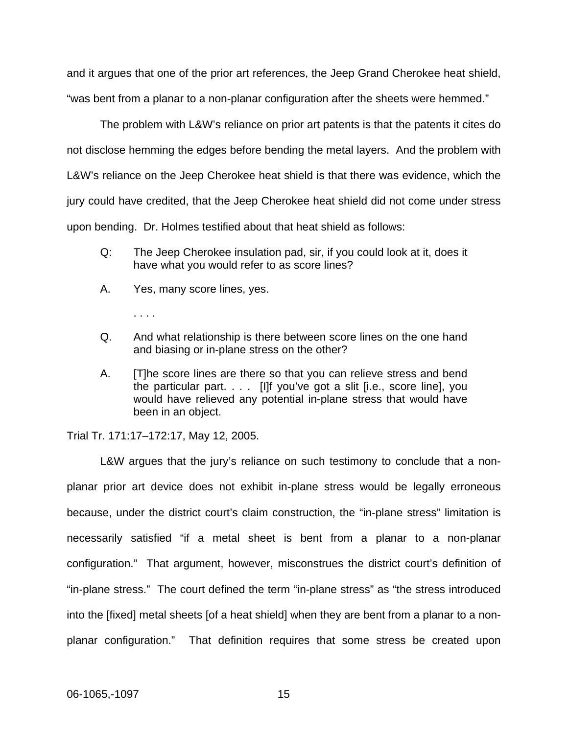and it argues that one of the prior art references, the Jeep Grand Cherokee heat shield, "was bent from a planar to a non-planar configuration after the sheets were hemmed."

The problem with L&W's reliance on prior art patents is that the patents it cites do not disclose hemming the edges before bending the metal layers. And the problem with L&W's reliance on the Jeep Cherokee heat shield is that there was evidence, which the jury could have credited, that the Jeep Cherokee heat shield did not come under stress upon bending. Dr. Holmes testified about that heat shield as follows:

> Q: The Jeep Cherokee insulation pad, sir, if you could look at it, does it have what you would refer to as score lines?
>
> A. Yes, many score lines, yes.
>
> . . . .
>
> Q. And what relationship is there between score lines on the one hand and biasing or in-plane stress on the other?
>
> A. [T]he score lines are there so that you can relieve stress and bend the particular part. . . . [I]f you've got a slit [i.e., score line], you would have relieved any potential in-plane stress that would have been in an object.

Trial Tr. 171:17–172:17, May 12, 2005.

L&W argues that the jury's reliance on such testimony to conclude that a non-planar prior art device does not exhibit in-plane stress would be legally erroneous because, under the district court's claim construction, the "in-plane stress" limitation is necessarily satisfied "if a metal sheet is bent from a planar to a non-planar configuration." That argument, however, misconstrues the district court's definition of "in-plane stress." The court defined the term "in-plane stress" as "the stress introduced into the [fixed] metal sheets [of a heat shield] when they are bent from a planar to a non-planar configuration." That definition requires that some stress be created upon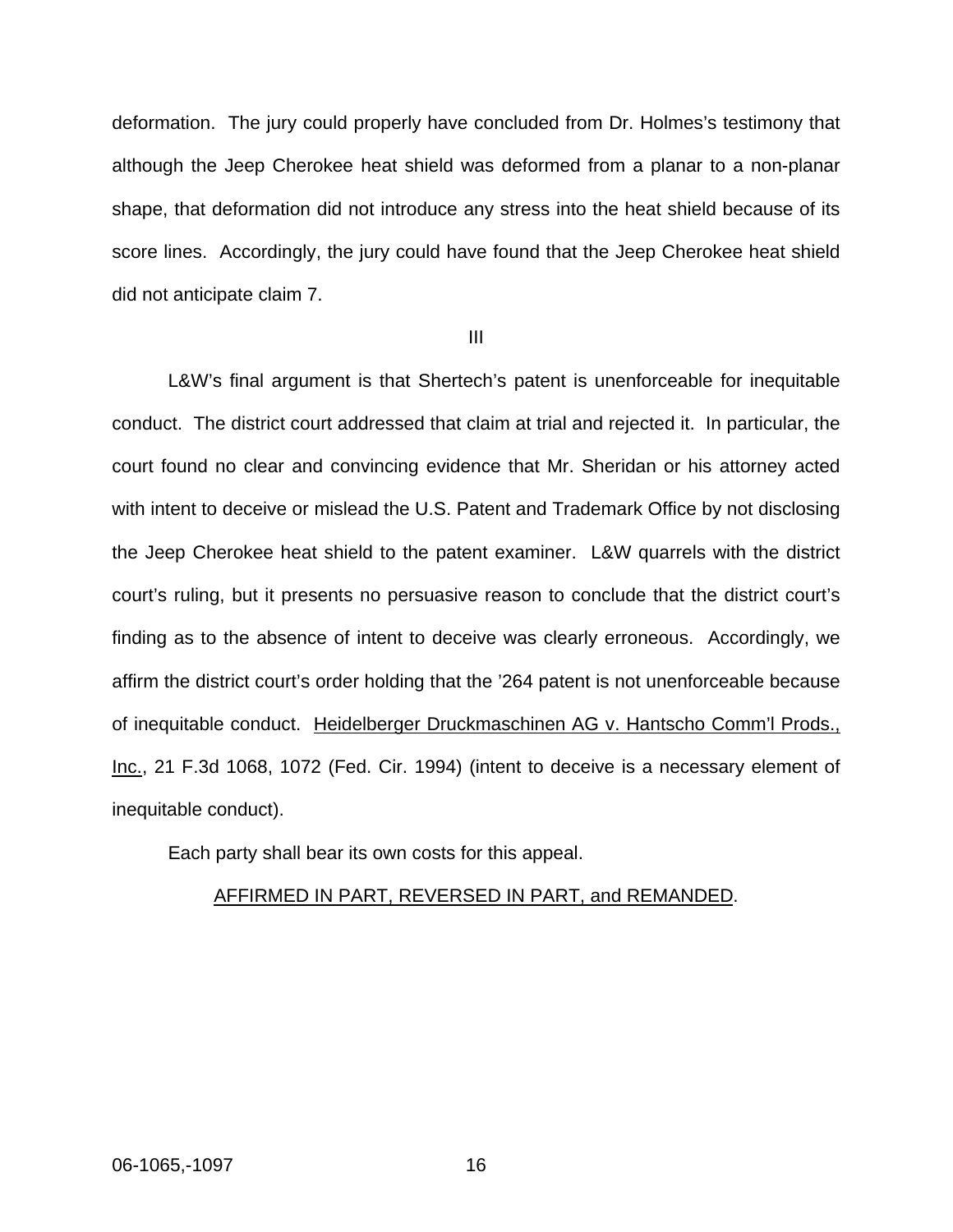deformation. The jury could properly have concluded from Dr. Holmes's testimony that although the Jeep Cherokee heat shield was deformed from a planar to a non-planar shape, that deformation did not introduce any stress into the heat shield because of its score lines. Accordingly, the jury could have found that the Jeep Cherokee heat shield did not anticipate claim 7.

III

L&W's final argument is that Shertech's patent is unenforceable for inequitable conduct. The district court addressed that claim at trial and rejected it. In particular, the court found no clear and convincing evidence that Mr. Sheridan or his attorney acted with intent to deceive or mislead the U.S. Patent and Trademark Office by not disclosing the Jeep Cherokee heat shield to the patent examiner. L&W quarrels with the district court's ruling, but it presents no persuasive reason to conclude that the district court's finding as to the absence of intent to deceive was clearly erroneous. Accordingly, we affirm the district court's order holding that the '264 patent is not unenforceable because of inequitable conduct. Heidelberger Druckmaschinen AG v. Hantscho Comm'l Prods., Inc., 21 F.3d 1068, 1072 (Fed. Cir. 1994) (intent to deceive is a necessary element of inequitable conduct).

Each party shall bear its own costs for this appeal.

AFFIRMED IN PART, REVERSED IN PART, and REMANDED.